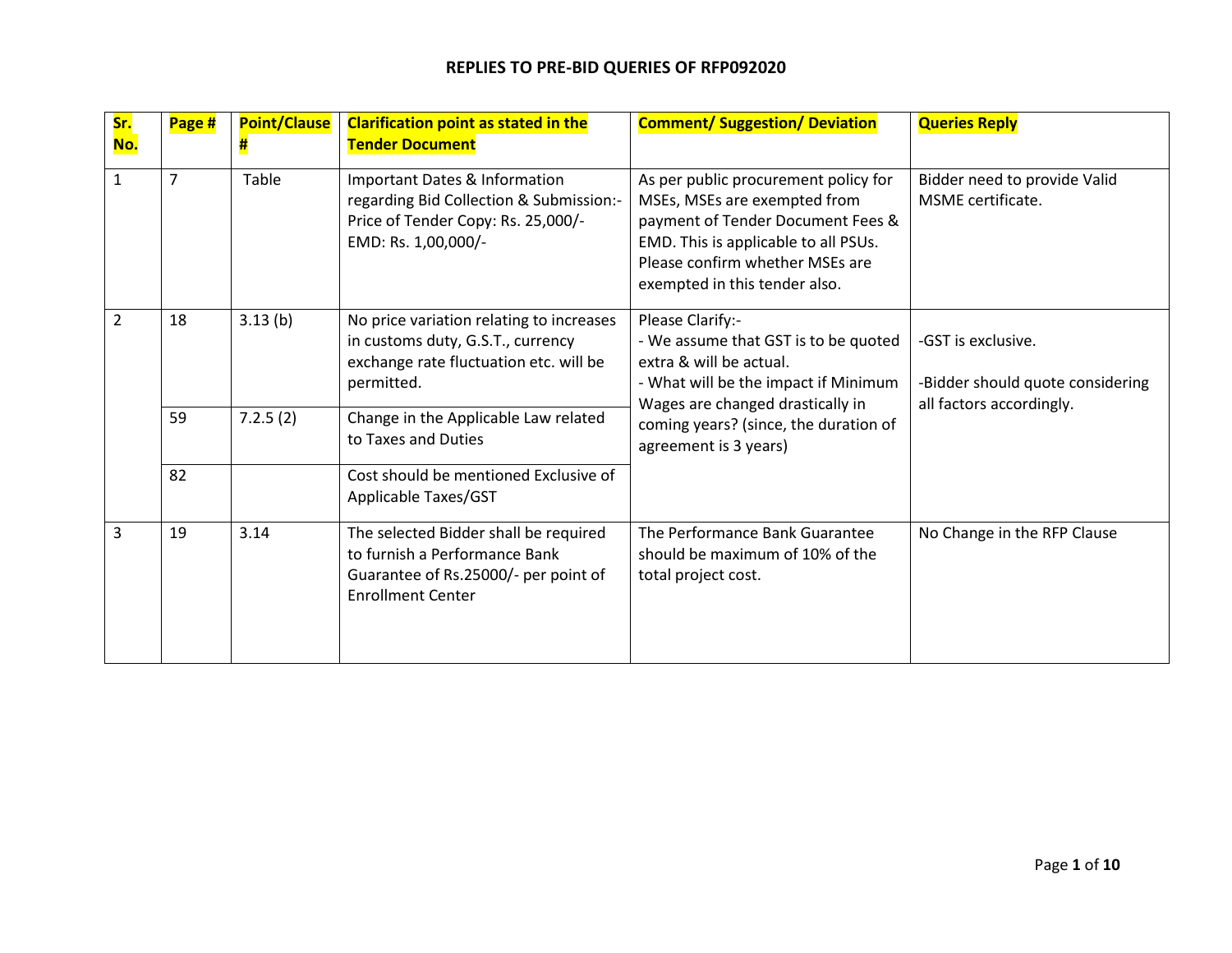# REPLIES TO PRE-BID QUERIES OF RFP092020

| Sr. No. | Page # | Point/Clause # | Clarification point as stated in the Tender Document | Comment/ Suggestion/ Deviation | Queries Reply |
|---|---|---|---|---|---|
| 1 | 7 | Table | Important Dates & Information regarding Bid Collection & Submission:- Price of Tender Copy: Rs. 25,000/- EMD: Rs. 1,00,000/- | As per public procurement policy for MSEs, MSEs are exempted from payment of Tender Document Fees & EMD. This is applicable to all PSUs. Please confirm whether MSEs are exempted in this tender also. | Bidder need to provide Valid MSME certificate. |
| 2 | 18 | 3.13 (b) | No price variation relating to increases in customs duty, G.S.T., currency exchange rate fluctuation etc. will be permitted. | Please Clarify:- <br>- We assume that GST is to be quoted extra & will be actual. <br>- What will be the impact if Minimum Wages are changed drastically in coming years? (since, the duration of agreement is 3 years) | -GST is exclusive. <br><br>-Bidder should quote considering all factors accordingly. |
| | 59 | 7.2.5 (2) | Change in the Applicable Law related to Taxes and Duties | | |
| | 82 | | Cost should be mentioned Exclusive of Applicable Taxes/GST | | |
| 3 | 19 | 3.14 | The selected Bidder shall be required to furnish a Performance Bank Guarantee of Rs.25000/- per point of Enrollment Center | The Performance Bank Guarantee should be maximum of 10% of the total project cost. | No Change in the RFP Clause |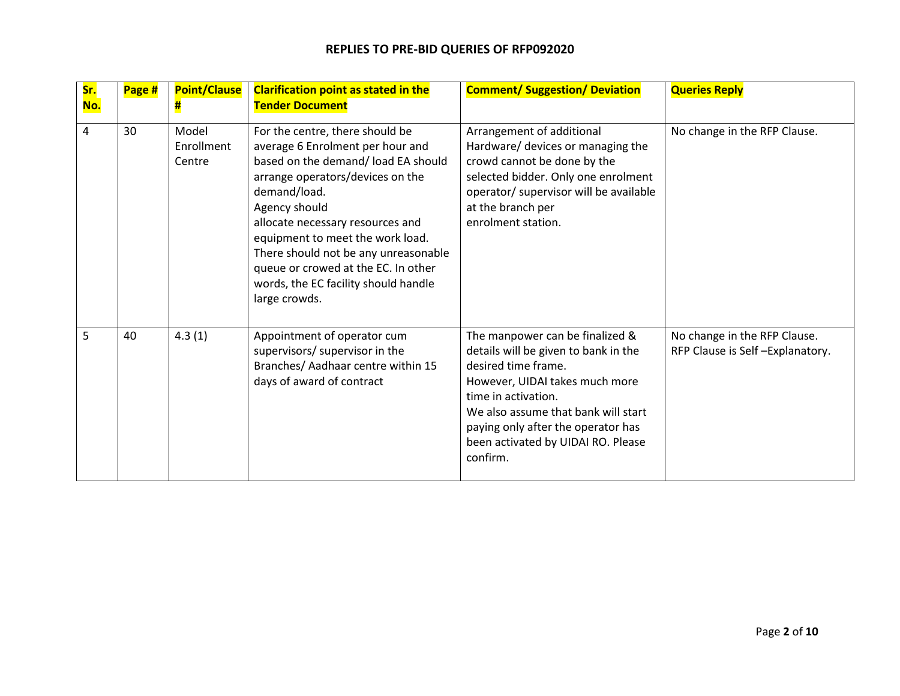## REPLIES TO PRE-BID QUERIES OF RFP092020

| Sr. No. | Page # | Point/Clause # | Clarification point as stated in the Tender Document | Comment/ Suggestion/ Deviation | Queries Reply |
|---|---|---|---|---|---|
| 4 | 30 | Model Enrollment Centre | For the centre, there should be average 6 Enrolment per hour and based on the demand/ load EA should arrange operators/devices on the demand/load. Agency should allocate necessary resources and equipment to meet the work load. There should not be any unreasonable queue or crowed at the EC. In other words, the EC facility should handle large crowds. | Arrangement of additional Hardware/ devices or managing the crowd cannot be done by the selected bidder. Only one enrolment operator/ supervisor will be available at the branch per enrolment station. | No change in the RFP Clause. |
| 5 | 40 | 4.3 (1) | Appointment of operator cum supervisors/ supervisor in the Branches/ Aadhaar centre within 15 days of award of contract | The manpower can be finalized & details will be given to bank in the desired time frame. However, UIDAI takes much more time in activation. We also assume that bank will start paying only after the operator has been activated by UIDAI RO. Please confirm. | No change in the RFP Clause. RFP Clause is Self –Explanatory. |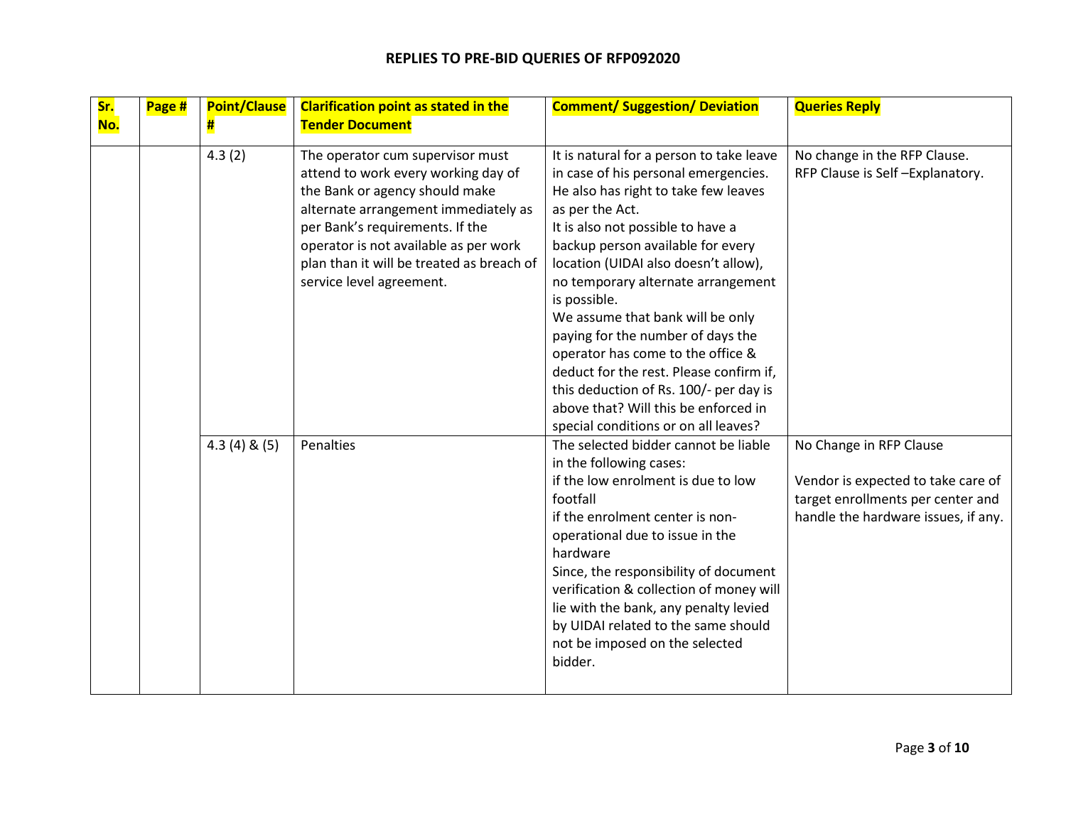**REPLIES TO PRE-BID QUERIES OF RFP092020**

| Sr. No. | Page # | Point/Clause # | Clarification point as stated in the Tender Document | Comment/ Suggestion/ Deviation | Queries Reply |
|---|---|---|---|---|---|
| | | 4.3 (2) | The operator cum supervisor must attend to work every working day of the Bank or agency should make alternate arrangement immediately as per Bank's requirements. If the operator is not available as per work plan than it will be treated as breach of service level agreement. | It is natural for a person to take leave in case of his personal emergencies. He also has right to take few leaves as per the Act.<br>It is also not possible to have a backup person available for every location (UIDAI also doesn't allow), no temporary alternate arrangement is possible.<br>We assume that bank will be only paying for the number of days the operator has come to the office & deduct for the rest. Please confirm if, this deduction of Rs. 100/- per day is above that? Will this be enforced in special conditions or on all leaves? | No change in the RFP Clause.<br>RFP Clause is Self –Explanatory. |
| | | 4.3 (4) & (5) | Penalties | The selected bidder cannot be liable in the following cases:<br>if the low enrolment is due to low footfall<br>if the enrolment center is non-operational due to issue in the hardware<br>Since, the responsibility of document verification & collection of money will lie with the bank, any penalty levied by UIDAI related to the same should not be imposed on the selected bidder. | No Change in RFP Clause<br><br>Vendor is expected to take care of target enrollments per center and handle the hardware issues, if any. |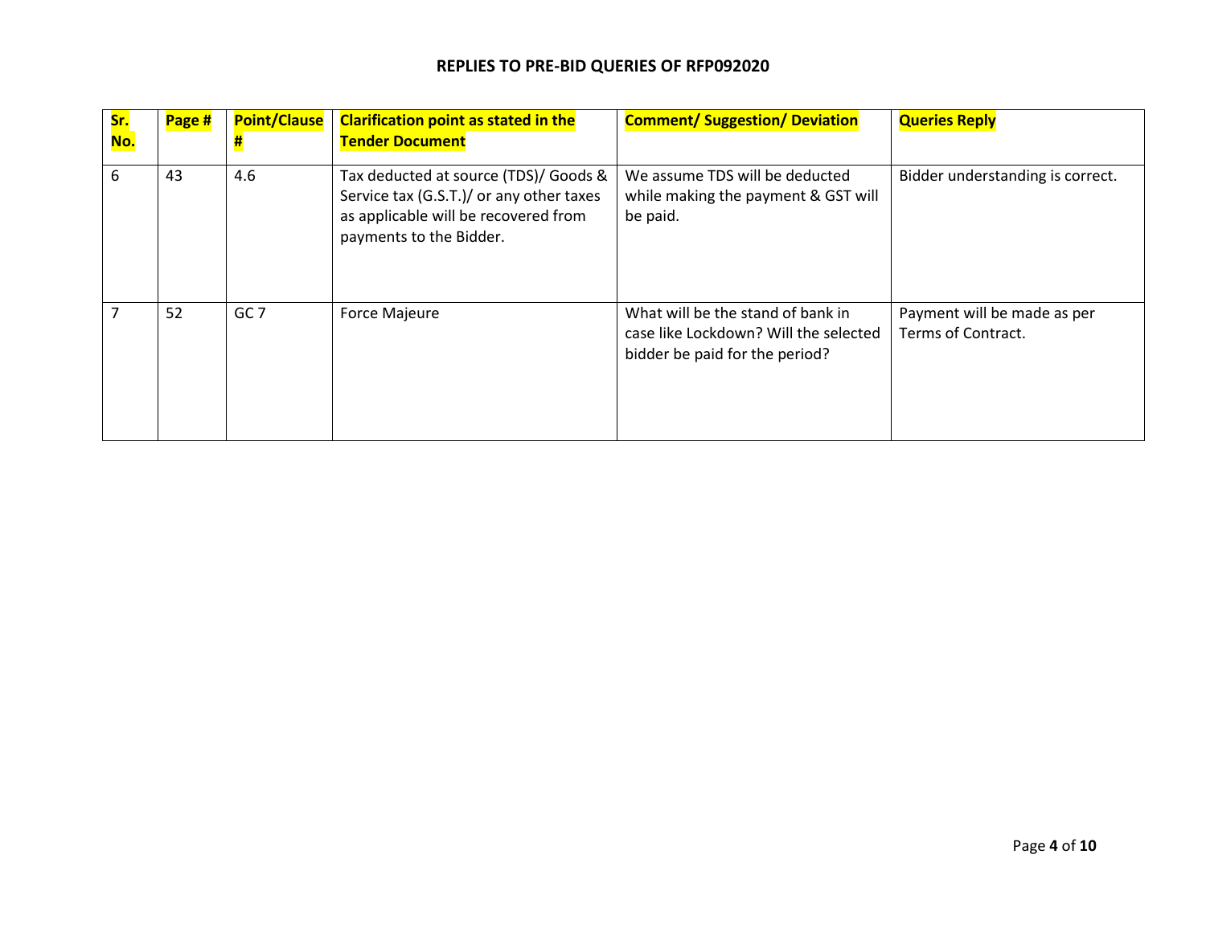## REPLIES TO PRE-BID QUERIES OF RFP092020

| Sr. No. | Page # | Point/Clause # | Clarification point as stated in the Tender Document | Comment/ Suggestion/ Deviation | Queries Reply |
|---|---|---|---|---|---|
| 6 | 43 | 4.6 | Tax deducted at source (TDS)/ Goods & Service tax (G.S.T.)/ or any other taxes as applicable will be recovered from payments to the Bidder. | We assume TDS will be deducted while making the payment & GST will be paid. | Bidder understanding is correct. |
| 7 | 52 | GC 7 | Force Majeure | What will be the stand of bank in case like Lockdown? Will the selected bidder be paid for the period? | Payment will be made as per Terms of Contract. |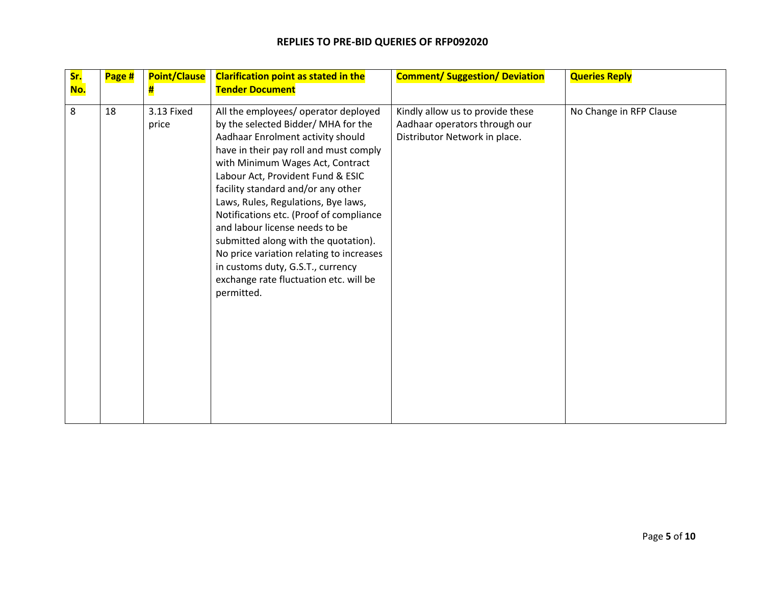## REPLIES TO PRE-BID QUERIES OF RFP092020

| Sr. No. | Page # | Point/Clause # | Clarification point as stated in the Tender Document | Comment/ Suggestion/ Deviation | Queries Reply |
|---|---|---|---|---|---|
| 8 | 18 | 3.13 Fixed price | All the employees/ operator deployed by the selected Bidder/ MHA for the Aadhaar Enrolment activity should have in their pay roll and must comply with Minimum Wages Act, Contract Labour Act, Provident Fund & ESIC facility standard and/or any other Laws, Rules, Regulations, Bye laws, Notifications etc. (Proof of compliance and labour license needs to be submitted along with the quotation). No price variation relating to increases in customs duty, G.S.T., currency exchange rate fluctuation etc. will be permitted. | Kindly allow us to provide these Aadhaar operators through our Distributor Network in place. | No Change in RFP Clause |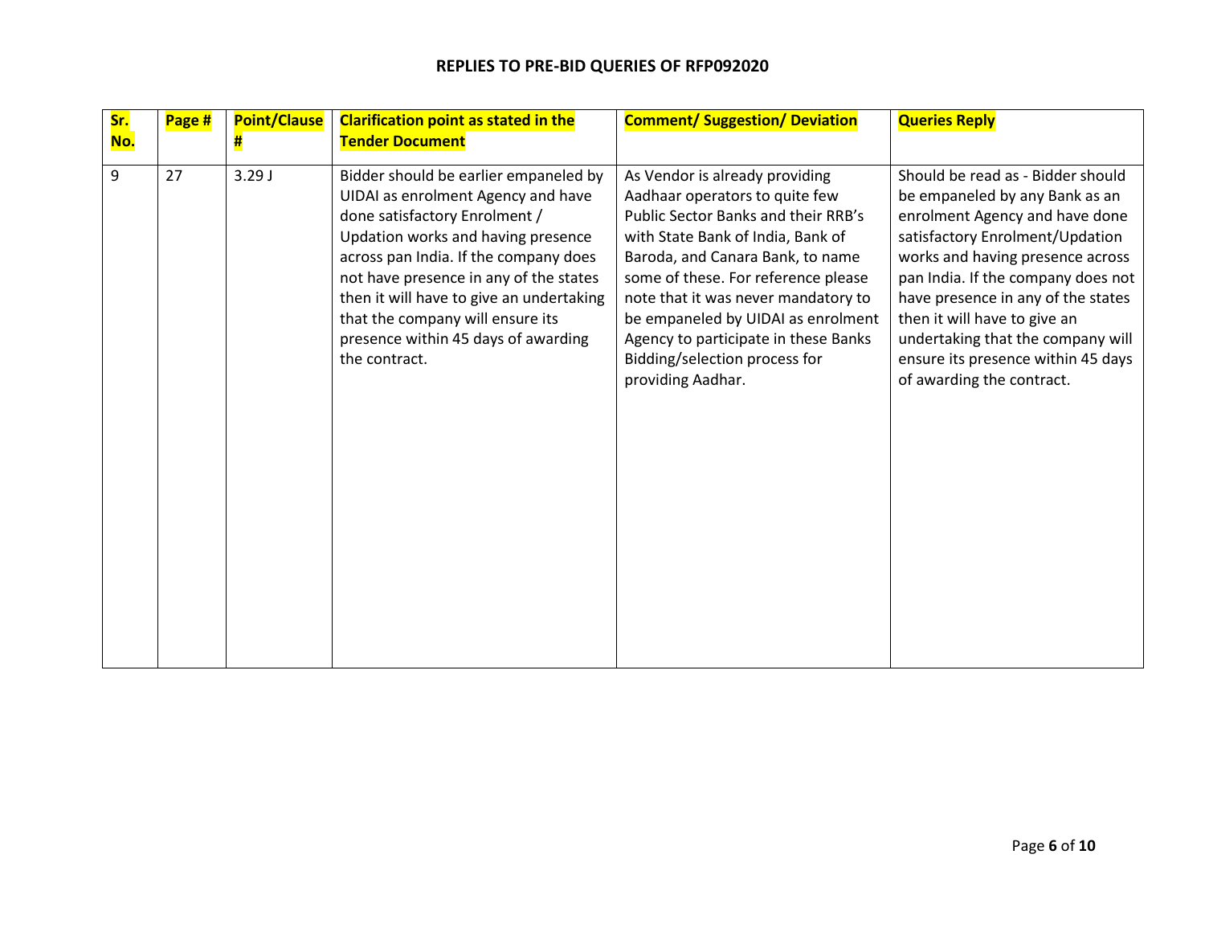## REPLIES TO PRE-BID QUERIES OF RFP092020

| Sr. No. | Page # | Point/Clause # | Clarification point as stated in the Tender Document | Comment/ Suggestion/ Deviation | Queries Reply |
|---|---|---|---|---|---|
| 9 | 27 | 3.29 J | Bidder should be earlier empaneled by UIDAI as enrolment Agency and have done satisfactory Enrolment / Updation works and having presence across pan India. If the company does not have presence in any of the states then it will have to give an undertaking that the company will ensure its presence within 45 days of awarding the contract. | As Vendor is already providing Aadhaar operators to quite few Public Sector Banks and their RRB's with State Bank of India, Bank of Baroda, and Canara Bank, to name some of these. For reference please note that it was never mandatory to be empaneled by UIDAI as enrolment Agency to participate in these Banks Bidding/selection process for providing Aadhar. | Should be read as - Bidder should be empaneled by any Bank as an enrolment Agency and have done satisfactory Enrolment/Updation works and having presence across pan India. If the company does not have presence in any of the states then it will have to give an undertaking that the company will ensure its presence within 45 days of awarding the contract. |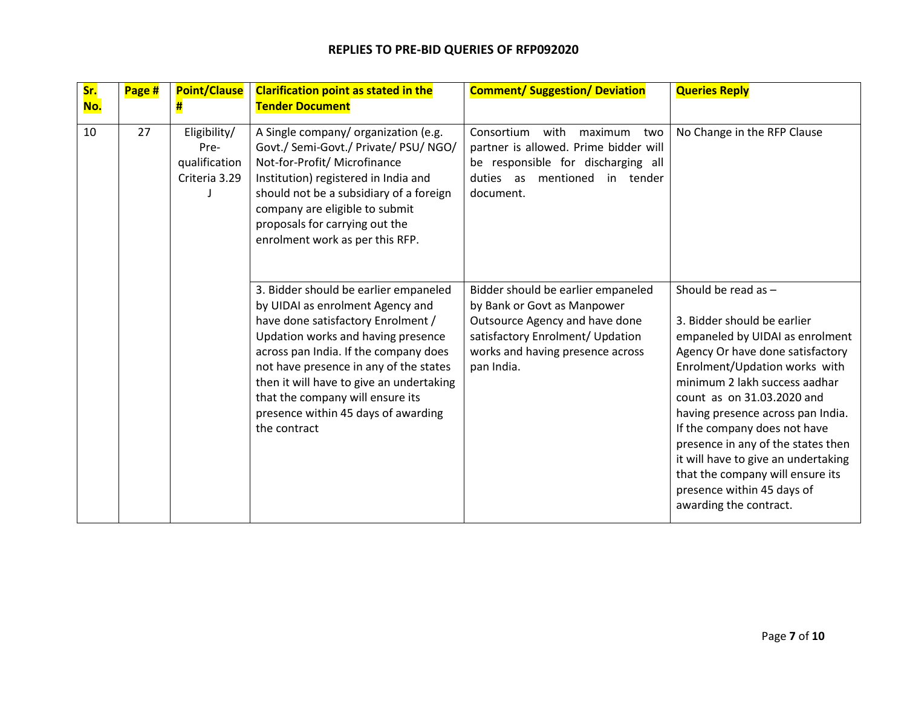**REPLIES TO PRE-BID QUERIES OF RFP092020**

| Sr. No. | Page # | Point/Clause # | Clarification point as stated in the Tender Document | Comment/ Suggestion/ Deviation | Queries Reply |
|---|---|---|---|---|---|
| 10 | 27 | Eligibility/ Pre-qualification Criteria 3.29 J | A Single company/ organization (e.g. Govt./ Semi-Govt./ Private/ PSU/ NGO/ Not-for-Profit/ Microfinance Institution) registered in India and should not be a subsidiary of a foreign company are eligible to submit proposals for carrying out the enrolment work as per this RFP. | Consortium with maximum two partner is allowed. Prime bidder will be responsible for discharging all duties as mentioned in tender document. | No Change in the RFP Clause |
| | | | 3. Bidder should be earlier empaneled by UIDAI as enrolment Agency and have done satisfactory Enrolment / Updation works and having presence across pan India. If the company does not have presence in any of the states then it will have to give an undertaking that the company will ensure its presence within 45 days of awarding the contract | Bidder should be earlier empaneled by Bank or Govt as Manpower Outsource Agency and have done satisfactory Enrolment/ Updation works and having presence across pan India. | Should be read as – 3. Bidder should be earlier empaneled by UIDAI as enrolment Agency Or have done satisfactory Enrolment/Updation works with minimum 2 lakh success aadhar count as on 31.03.2020 and having presence across pan India. If the company does not have presence in any of the states then it will have to give an undertaking that the company will ensure its presence within 45 days of awarding the contract. |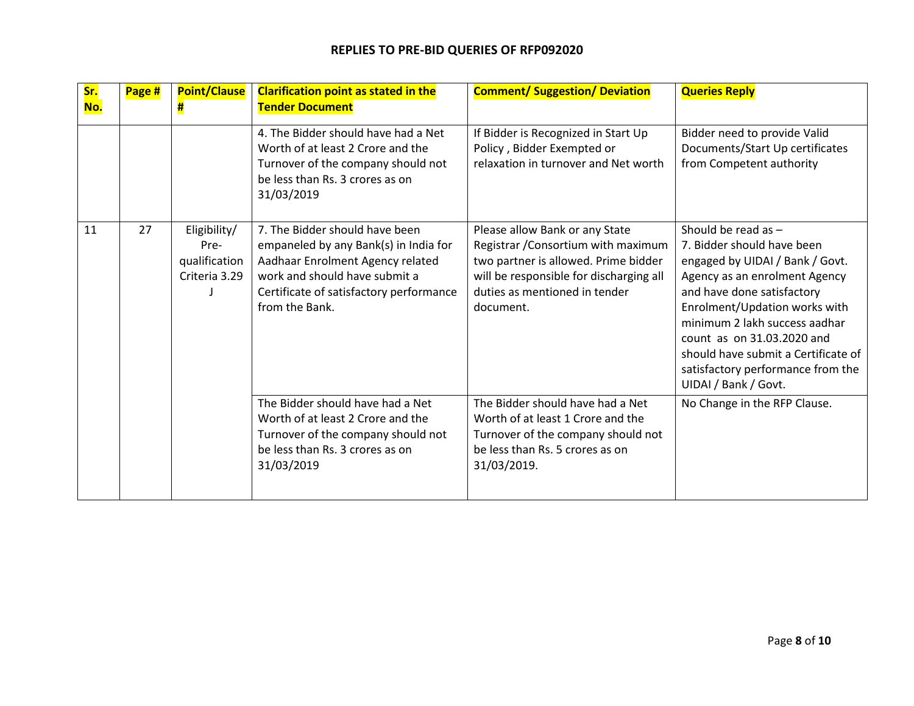## REPLIES TO PRE-BID QUERIES OF RFP092020

| Sr. No. | Page # | Point/Clause # | Clarification point as stated in the Tender Document | Comment/ Suggestion/ Deviation | Queries Reply |
|---|---|---|---|---|---|
| | | | 4. The Bidder should have had a Net Worth of at least 2 Crore and the Turnover of the company should not be less than Rs. 3 crores as on 31/03/2019 | If Bidder is Recognized in Start Up Policy , Bidder Exempted or relaxation in turnover and Net worth | Bidder need to provide Valid Documents/Start Up certificates from Competent authority |
| 11 | 27 | Eligibility/ Pre-qualification Criteria 3.29 J | 7. The Bidder should have been empaneled by any Bank(s) in India for Aadhaar Enrolment Agency related work and should have submit a Certificate of satisfactory performance from the Bank. | Please allow Bank or any State Registrar /Consortium with maximum two partner is allowed. Prime bidder will be responsible for discharging all duties as mentioned in tender document. | Should be read as – 7. Bidder should have been engaged by UIDAI / Bank / Govt. Agency as an enrolment Agency and have done satisfactory Enrolment/Updation works with minimum 2 lakh success aadhar count as on 31.03.2020 and should have submit a Certificate of satisfactory performance from the UIDAI / Bank / Govt. |
| | | | The Bidder should have had a Net Worth of at least 2 Crore and the Turnover of the company should not be less than Rs. 3 crores as on 31/03/2019 | The Bidder should have had a Net Worth of at least 1 Crore and the Turnover of the company should not be less than Rs. 5 crores as on 31/03/2019. | No Change in the RFP Clause. |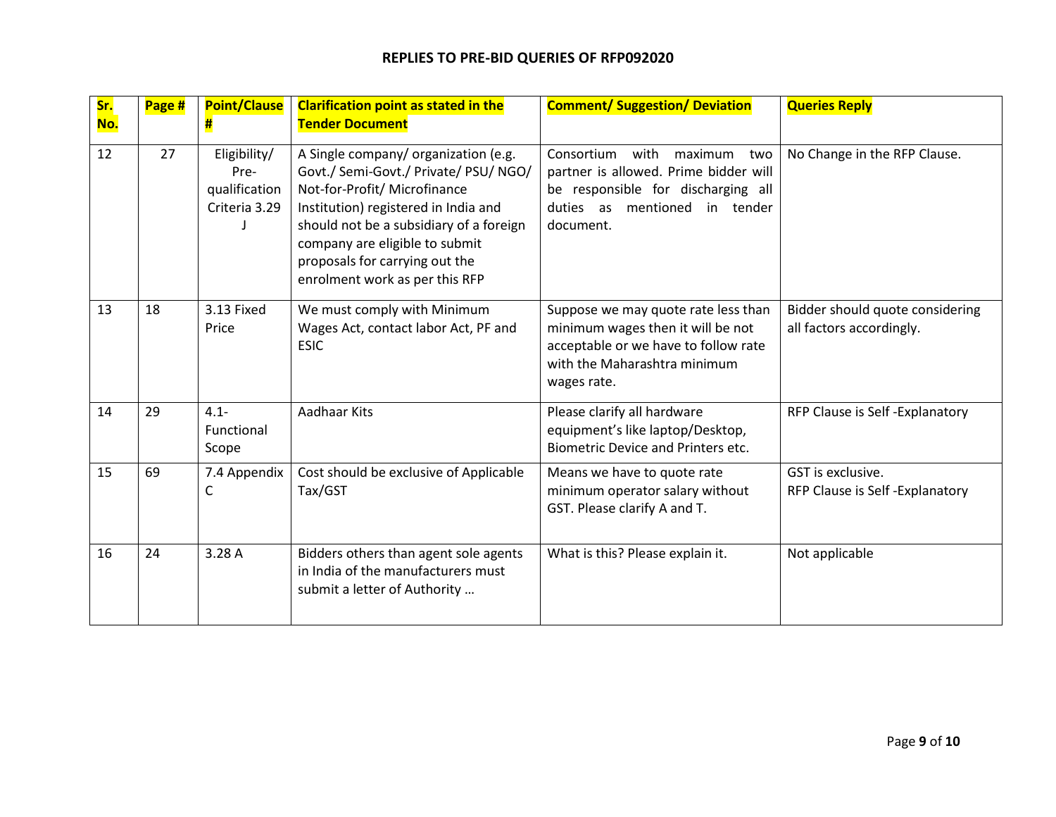**REPLIES TO PRE-BID QUERIES OF RFP092020**

| Sr. No. | Page # | Point/Clause # | Clarification point as stated in the Tender Document | Comment/ Suggestion/ Deviation | Queries Reply |
|---|---|---|---|---|---|
| 12 | 27 | Eligibility/ Pre-qualification Criteria 3.29 J | A Single company/ organization (e.g. Govt./ Semi-Govt./ Private/ PSU/ NGO/ Not-for-Profit/ Microfinance Institution) registered in India and should not be a subsidiary of a foreign company are eligible to submit proposals for carrying out the enrolment work as per this RFP | Consortium with maximum two partner is allowed. Prime bidder will be responsible for discharging all duties as mentioned in tender document. | No Change in the RFP Clause. |
| 13 | 18 | 3.13 Fixed Price | We must comply with Minimum Wages Act, contact labor Act, PF and ESIC | Suppose we may quote rate less than minimum wages then it will be not acceptable or we have to follow rate with the Maharashtra minimum wages rate. | Bidder should quote considering all factors accordingly. |
| 14 | 29 | 4.1- Functional Scope | Aadhaar Kits | Please clarify all hardware equipment's like laptop/Desktop, Biometric Device and Printers etc. | RFP Clause is Self -Explanatory |
| 15 | 69 | 7.4 Appendix C | Cost should be exclusive of Applicable Tax/GST | Means we have to quote rate minimum operator salary without GST. Please clarify A and T. | GST is exclusive.<br>RFP Clause is Self -Explanatory |
| 16 | 24 | 3.28 A | Bidders others than agent sole agents in India of the manufacturers must submit a letter of Authority … | What is this? Please explain it. | Not applicable |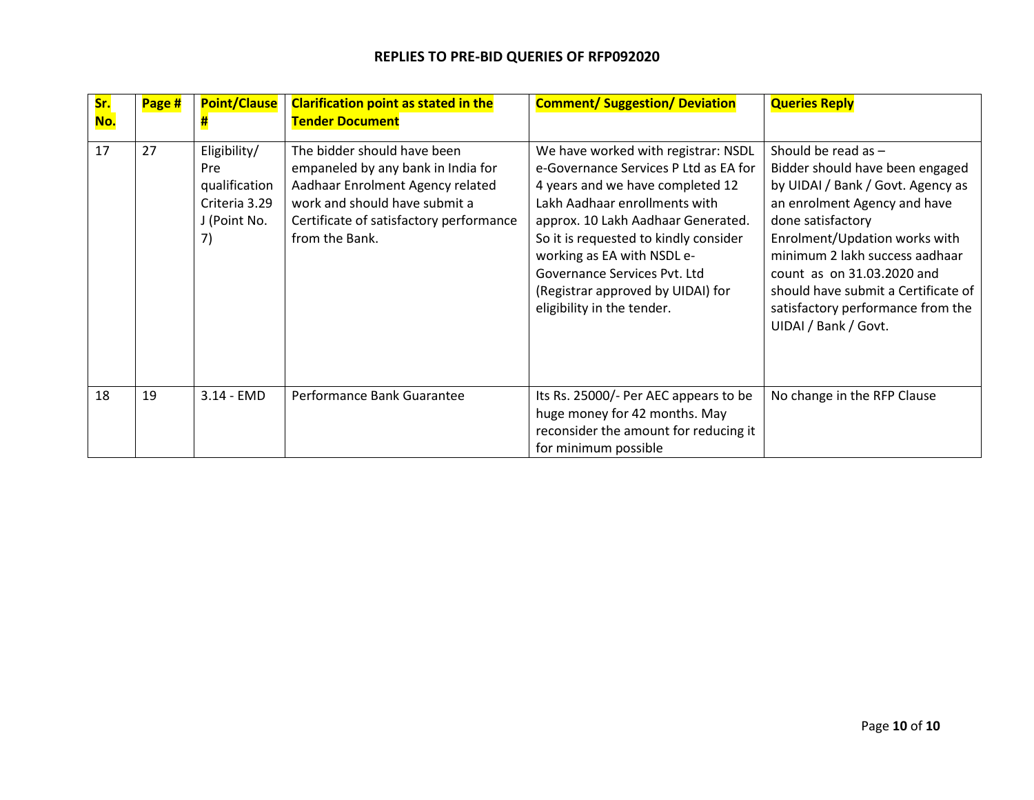**REPLIES TO PRE-BID QUERIES OF RFP092020**

| **Sr. No.** | **Page #** | **Point/Clause #** | **Clarification point as stated in the Tender Document** | **Comment/ Suggestion/ Deviation** | **Queries Reply** |
|---|---|---|---|---|---|
| 17 | 27 | Eligibility/ Pre qualification Criteria 3.29 J (Point No. 7) | The bidder should have been empaneled by any bank in India for Aadhaar Enrolment Agency related work and should have submit a Certificate of satisfactory performance from the Bank. | We have worked with registrar: NSDL e-Governance Services P Ltd as EA for 4 years and we have completed 12 Lakh Aadhaar enrollments with approx. 10 Lakh Aadhaar Generated. So it is requested to kindly consider working as EA with NSDL e-Governance Services Pvt. Ltd (Registrar approved by UIDAI) for eligibility in the tender. | Should be read as – Bidder should have been engaged by UIDAI / Bank / Govt. Agency as an enrolment Agency and have done satisfactory Enrolment/Updation works with minimum 2 lakh success aadhaar count as on 31.03.2020 and should have submit a Certificate of satisfactory performance from the UIDAI / Bank / Govt. |
| 18 | 19 | 3.14 - EMD | Performance Bank Guarantee | Its Rs. 25000/- Per AEC appears to be huge money for 42 months. May reconsider the amount for reducing it for minimum possible | No change in the RFP Clause |